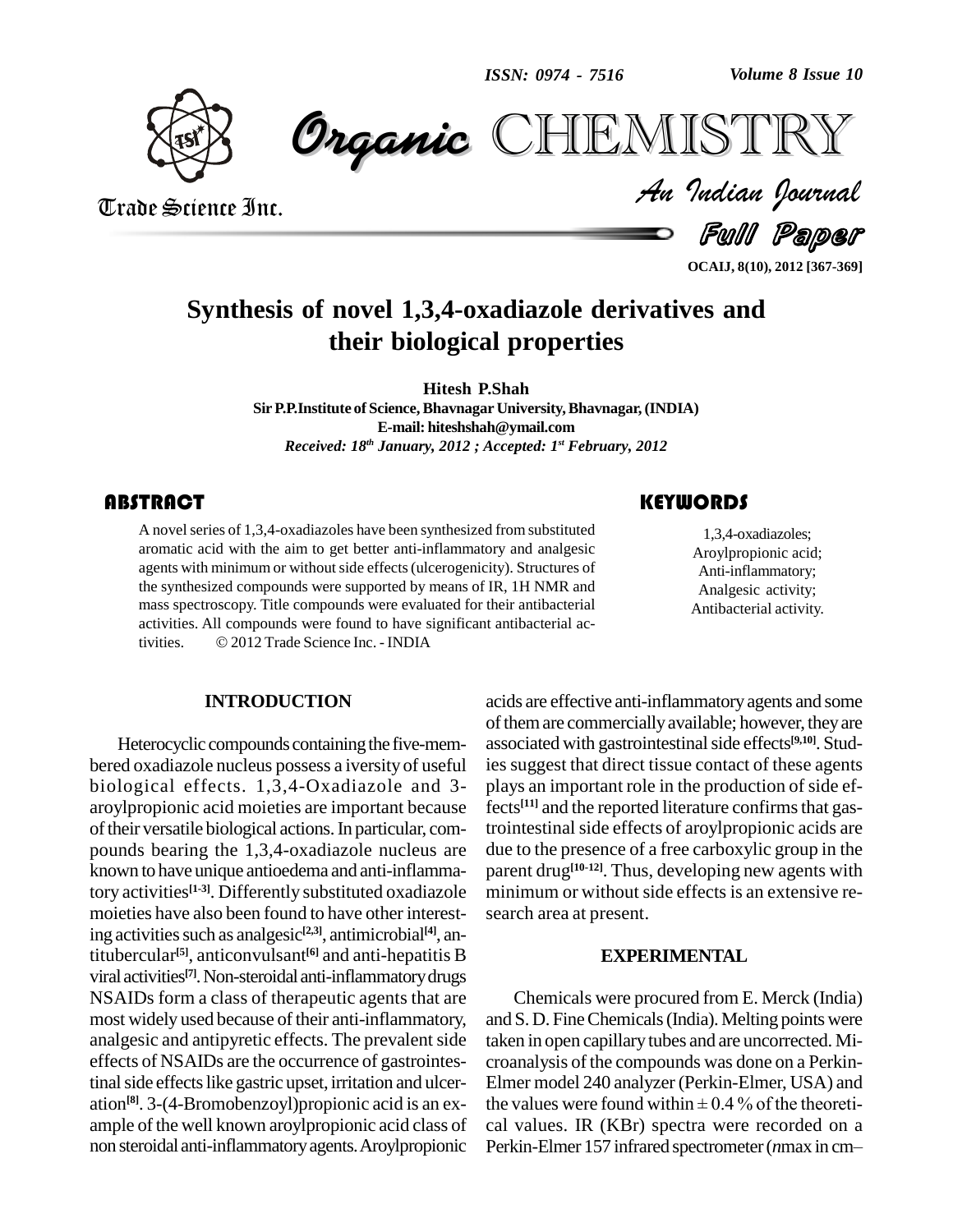# Synthesis of novel 1,3,4-oxadiazole derivatives and their biological properties

**Hitesh P.Shah**

**Sir P.P.Institute of Science, Bhavnagar University, Bhavnagar, (INDIA)**

**E-mail: hiteshshah@ymail.com**

*Received: 18th January, 2012 ; Accepted: 1st February, 2012*

## ABSTRACT

A novel series of 1,3,4-oxadiazoles have been synthesized from substituted aromatic acid with the aim to get better anti-inflammatory and analgesic agents with minimum or without side effects (ulcerogenicity). Structures of the synthesized compounds were supported by means of IR, 1H NMR and mass spectroscopy. Title compounds were evaluated for their antibacterial activities. All compounds were found to have significant antibacterial activities. © 2012 Trade Science Inc. - INDIA

## KEYWORDS

1,3,4-oxadiazoles;
Aroylpropionic acid;
Anti-inflammatory;
Analgesic activity;
Antibacterial activity.

## INTRODUCTION

Heterocyclic compounds containing the five-membered oxadiazole nucleus possess a iversity of useful biological effects. 1,3,4-Oxadiazole and 3-aroylpropionic acid moieties are important because of their versatile biological actions. In particular, compounds bearing the 1,3,4-oxadiazole nucleus are known to have unique antioedema and anti-inflammatory activities[1-3]. Differently substituted oxadiazole moieties have also been found to have other interesting activities such as analgesic[2,3], antimicrobial[4], antitubercular[5], anticonvulsant[6] and anti-hepatitis B viral activities[7]. Non-steroidal anti-inflammatory drugs NSAIDs form a class of therapeutic agents that are most widely used because of their anti-inflammatory, analgesic and antipyretic effects. The prevalent side effects of NSAIDs are the occurrence of gastrointestinal side effects like gastric upset, irritation and ulceration[8]. 3-(4-Bromobenzoyl)propionic acid is an example of the well known aroylpropionic acid class of non steroidal anti-inflammatory agents. Aroylpropionic acids are effective anti-inflammatory agents and some of them are commercially available; however, they are associated with gastrointestinal side effects[9,10]. Studies suggest that direct tissue contact of these agents plays an important role in the production of side effects[11] and the reported literature confirms that gastrointestinal side effects of aroylpropionic acids are due to the presence of a free carboxylic group in the parent drug[10-12]. Thus, developing new agents with minimum or without side effects is an extensive research area at present.

## EXPERIMENTAL

Chemicals were procured from E. Merck (India) and S. D. Fine Chemicals (India). Melting points were taken in open capillary tubes and are uncorrected. Microanalysis of the compounds was done on a Perkin-Elmer model 240 analyzer (Perkin-Elmer, USA) and the values were found within ± 0.4 % of the theoretical values. IR (KBr) spectra were recorded on a Perkin-Elmer 157 infrared spectrometer (*n*max in cm–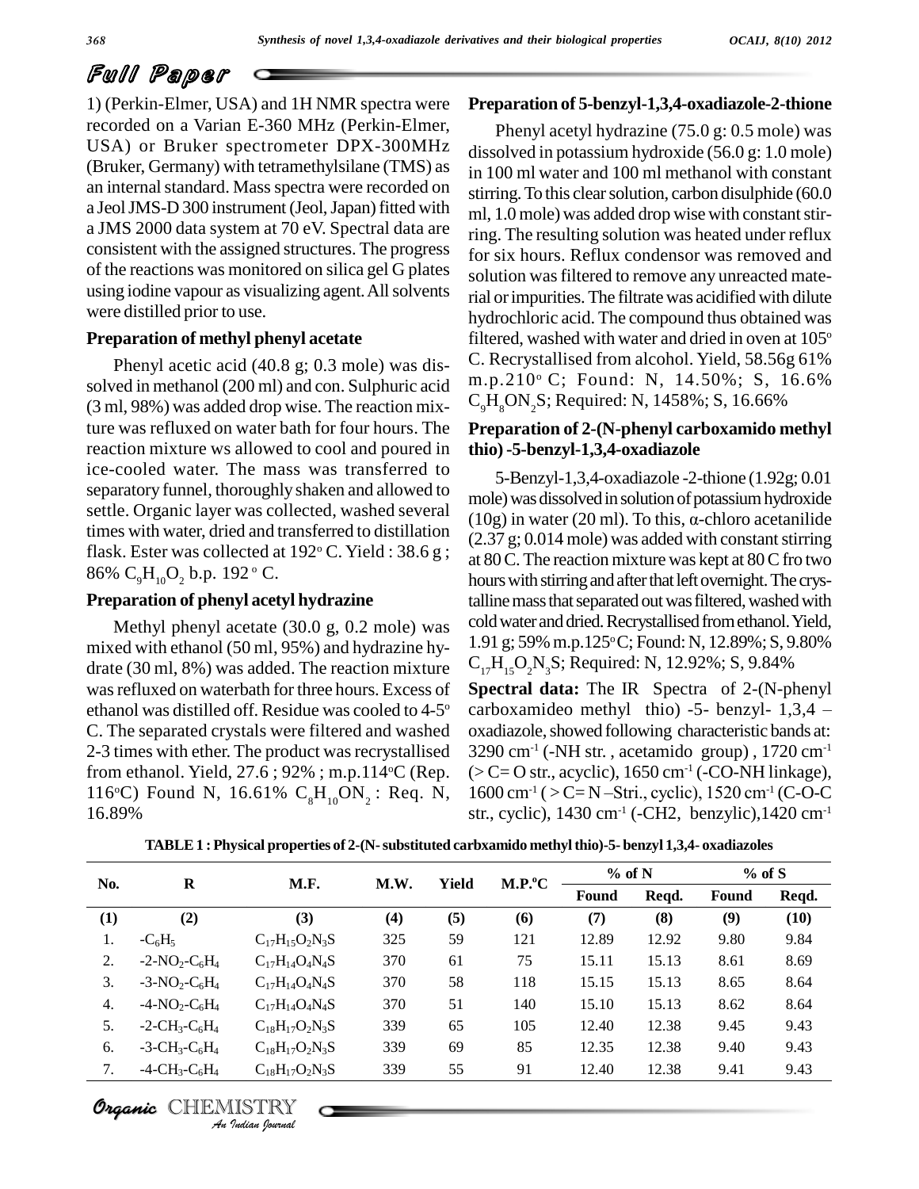1) (Perkin-Elmer, USA) and 1H NMR spectra were recorded on a Varian E-360 MHz (Perkin-Elmer, USA) or Bruker spectrometer DPX-300MHz (Bruker, Germany) with tetramethylsilane (TMS) as an internal standard. Mass spectra were recorded on a Jeol JMS-D 300 instrument (Jeol, Japan) fitted with a JMS 2000 data system at 70 eV. Spectral data are consistent with the assigned structures. The progress of the reactions was monitored on silica gel G plates using iodine vapour as visualizing agent. All solvents were distilled prior to use.

**Preparation of methyl phenyl acetate**

Phenyl acetic acid (40.8 g; 0.3 mole) was dissolved in methanol (200 ml) and con. Sulphuric acid (3 ml, 98%) was added drop wise. The reaction mixture was refluxed on water bath for four hours. The reaction mixture ws allowed to cool and poured in ice-cooled water. The mass was transferred to separatory funnel, thoroughly shaken and allowed to settle. Organic layer was collected, washed several times with water, dried and transferred to distillation flask. Ester was collected at 192° C. Yield : 38.6 g ; 86% $C_9H_{10}O_2$ b.p. 192 ° C.

**Preparation of phenyl acetyl hydrazine**

Methyl phenyl acetate (30.0 g, 0.2 mole) was mixed with ethanol (50 ml, 95%) and hydrazine hydrate (30 ml, 8%) was added. The reaction mixture was refluxed on waterbath for three hours. Excess of ethanol was distilled off. Residue was cooled to 4-5° C. The separated crystals were filtered and washed 2-3 times with ether. The product was recrystallised from ethanol. Yield, 27.6 ; 92% ; m.p.114°C (Rep. 116°C) Found N, 16.61% $C_8H_{10}ON_2$ : Req. N, 16.89%

**Preparation of 5-benzyl-1,3,4-oxadiazole-2-thione**

Phenyl acetyl hydrazine (75.0 g: 0.5 mole) was dissolved in potassium hydroxide (56.0 g: 1.0 mole) in 100 ml water and 100 ml methanol with constant stirring. To this clear solution, carbon disulphide (60.0 ml, 1.0 mole) was added drop wise with constant stirring. The resulting solution was heated under reflux for six hours. Reflux condensor was removed and solution was filtered to remove any unreacted material or impurities. The filtrate was acidified with dilute hydrochloric acid. The compound thus obtained was filtered, washed with water and dried in oven at 105° C. Recrystallised from alcohol. Yield, 58.56g 61% m.p.210° C; Found: N, 14.50%; S, 16.6% $C_9H_8ON_2S$; Required: N, 1458%; S, 16.66%

**Preparation of 2-(N-phenyl carboxamido methyl thio) -5-benzyl-1,3,4-oxadiazole**

5-Benzyl-1,3,4-oxadiazole -2-thione (1.92g; 0.01 mole) was dissolved in solution of potassium hydroxide (10g) in water (20 ml). To this, α-chloro acetanilide (2.37 g; 0.014 mole) was added with constant stirring at 80 C. The reaction mixture was kept at 80 C fro two hours with stirring and after that left overnight. The crystalline mass that separated out was filtered, washed with cold water and dried. Recrystallised from ethanol. Yield, 1.91 g; 59% m.p.125°C; Found: N, 12.89%; S, 9.80% $C_{17}H_{15}O_2N_3S$; Required: N, 12.92%; S, 9.84%

**Spectral data:** The IR Spectra of 2-(N-phenyl carboxamideo methyl thio) -5- benzyl- 1,3,4 – oxadiazole, showed following characteristic bands at: 3290 cm$^{-1}$ (-NH str. , acetamido group) , 1720 cm$^{-1}$ (> C= O str., acyclic), 1650 cm$^{-1}$ (-CO-NH linkage), 1600 cm$^{-1}$ ( > C= N –Stri., cyclic), 1520 cm$^{-1}$ (C-O-C str., cyclic), 1430 cm$^{-1}$ (-CH2, benzylic),1420 cm$^{-1}$

**TABLE 1 : Physical properties of 2-(N- substituted carbxamido methyl thio)-5- benzyl 1,3,4- oxadiazoles**

| No. | R | M.F. | M.W. | Yield | M.P.°C | % of N | | % of S | |
|---|---|---|---|---|---|---|---|---|---|
| | | | | | | Found | Reqd. | Found | Reqd. |
| (1) | (2) | (3) | (4) | (5) | (6) | (7) | (8) | (9) | (10) |
| 1. | $-C_6H_5$ | $C_{17}H_{15}O_2N_3S$ | 325 | 59 | 121 | 12.89 | 12.92 | 9.80 | 9.84 |
| 2. | $-2\text{-}NO_2\text{-}C_6H_4$ | $C_{17}H_{14}O_4N_4S$ | 370 | 61 | 75 | 15.11 | 15.13 | 8.61 | 8.69 |
| 3. | $-3\text{-}NO_2\text{-}C_6H_4$ | $C_{17}H_{14}O_4N_4S$ | 370 | 58 | 118 | 15.15 | 15.13 | 8.65 | 8.64 |
| 4. | $-4\text{-}NO_2\text{-}C_6H_4$ | $C_{17}H_{14}O_4N_4S$ | 370 | 51 | 140 | 15.10 | 15.13 | 8.62 | 8.64 |
| 5. | $-2\text{-}CH_3\text{-}C_6H_4$ | $C_{18}H_{17}O_2N_3S$ | 339 | 65 | 105 | 12.40 | 12.38 | 9.45 | 9.43 |
| 6. | $-3\text{-}CH_3\text{-}C_6H_4$ | $C_{18}H_{17}O_2N_3S$ | 339 | 69 | 85 | 12.35 | 12.38 | 9.40 | 9.43 |
| 7. | $-4\text{-}CH_3\text{-}C_6H_4$ | $C_{18}H_{17}O_2N_3S$ | 339 | 55 | 91 | 12.40 | 12.38 | 9.41 | 9.43 |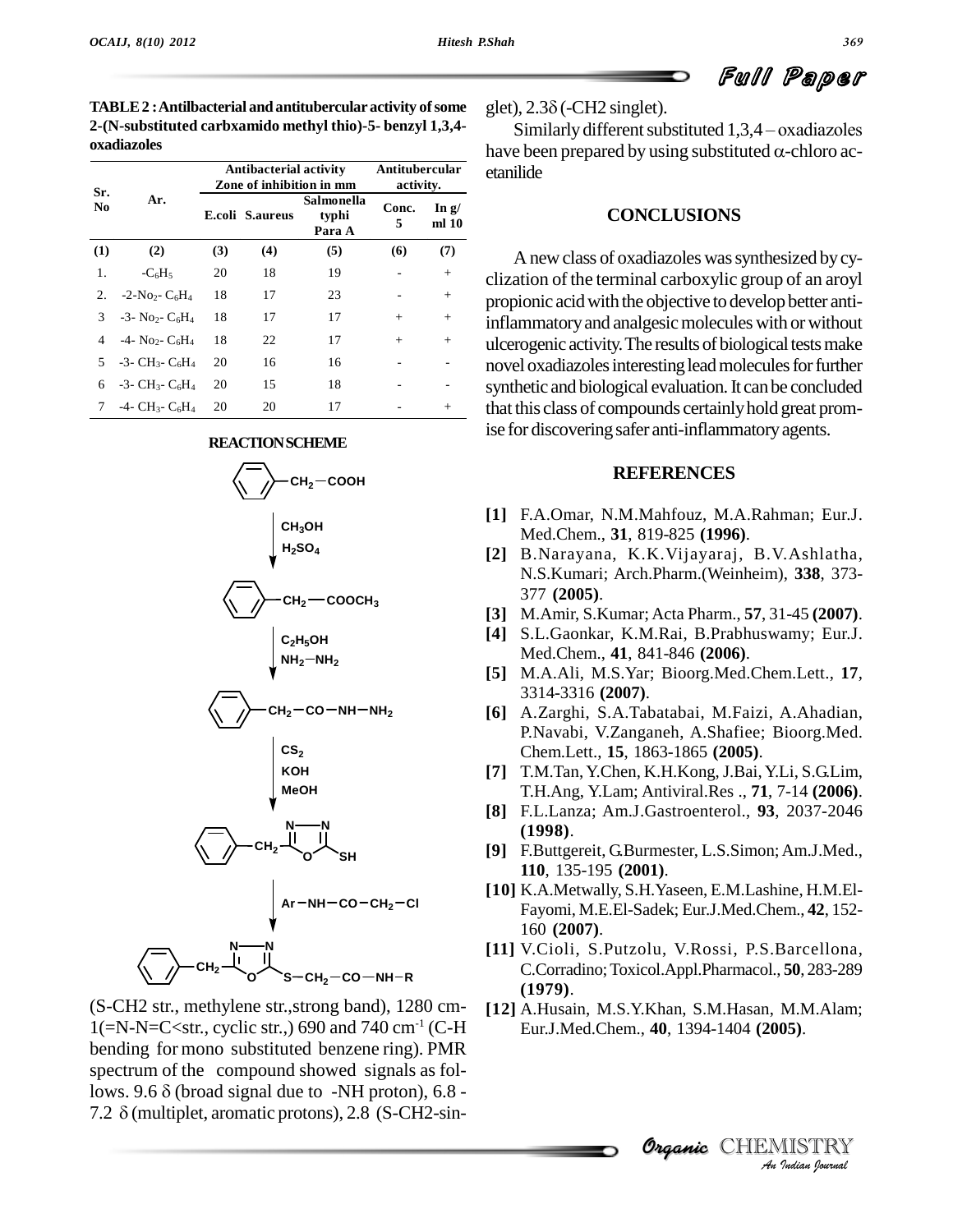**TABLE 2 : Antibacterial and antitubercular activity of some 2-(N-substituted carbxamido methyl thio)-5- benzyl 1,3,4-oxadiazoles**

| Sr. No | Ar. | Antibacterial activity Zone of inhibition in mm | | | Antitubercular activity. | |
|---|---|---|---|---|---|---|
| | | E.coli | S.aureus | Salmonella typhi Para A | Conc. 5 | In g/ ml 10 |
| (1) | (2) | (3) | (4) | (5) | (6) | (7) |
| 1. | $-C_6H_5$ | 20 | 18 | 19 | - | + |
| 2. | $-2-No_2-C_6H_4$ | 18 | 17 | 23 | - | + |
| 3 | $-3-No_2-C_6H_4$ | 18 | 17 | 17 | + | + |
| 4 | $-4-No_2-C_6H_4$ | 18 | 22 | 17 | + | + |
| 5 | $-3-CH_3-C_6H_4$ | 20 | 16 | 16 | - | - |
| 6 | $-3-CH_3-C_6H_4$ | 20 | 15 | 18 | - | - |
| 7 | $-4-CH_3-C_6H_4$ | 20 | 20 | 17 | - | + |

**REACTION SCHEME**

$C_6H_5-CH_2-COOH$

$CH_3OH$, $H_2SO_4$

$C_6H_5-CH_2-COOCH_3$

$C_2H_5OH$, $NH_2-NH_2$

$C_6H_5-CH_2-CO-NH-NH_2$

$CS_2$, KOH, MeOH

N N O CH2 SH

$Ar-NH-CO-CH_2-Cl$

N N O CH2 $S-CH_2-CO-NH-R$

(S-CH2 str., methylene str.,strong band), 1280 cm-1(=N-N=C<str., cyclic str.,) 690 and 740 $cm^{-1}$ (C-H bending for mono substituted benzene ring). PMR spectrum of the compound showed signals as follows. 9.6 δ (broad signal due to -NH proton), 6.8 - 7.2 δ (multiplet, aromatic protons), 2.8 (S-CH2-singlet), 2.3δ (-CH2 singlet).

Similarly different substituted 1,3,4 – oxadiazoles have been prepared by using substituted α-chloro acetanilide

## CONCLUSIONS

A new class of oxadiazoles was synthesized by cyclization of the terminal carboxylic group of an aroyl propionic acid with the objective to develop better anti-inflammatory and analgesic molecules with or without ulcerogenic activity. The results of biological tests make novel oxadiazoles interesting lead molecules for further synthetic and biological evaluation. It can be concluded that this class of compounds certainly hold great promise for discovering safer anti-inflammatory agents.

## REFERENCES

**[1]** F.A.Omar, N.M.Mahfouz, M.A.Rahman; Eur.J. Med.Chem., **31**, 819-825 **(1996)**.

**[2]** B.Narayana, K.K.Vijayaraj, B.V.Ashlatha, N.S.Kumari; Arch.Pharm.(Weinheim), **338**, 373-377 **(2005)**.

**[3]** M.Amir, S.Kumar; Acta Pharm., **57**, 31-45 **(2007)**.

**[4]** S.L.Gaonkar, K.M.Rai, B.Prabhuswamy; Eur.J. Med.Chem., **41**, 841-846 **(2006)**.

**[5]** M.A.Ali, M.S.Yar; Bioorg.Med.Chem.Lett., **17**, 3314-3316 **(2007)**.

**[6]** A.Zarghi, S.A.Tabatabai, M.Faizi, A.Ahadian, P.Navabi, V.Zanganeh, A.Shafiee; Bioorg.Med. Chem.Lett., **15**, 1863-1865 **(2005)**.

**[7]** T.M.Tan, Y.Chen, K.H.Kong, J.Bai, Y.Li, S.G.Lim, T.H.Ang, Y.Lam; Antiviral.Res ., **71**, 7-14 **(2006)**.

**[8]** F.L.Lanza; Am.J.Gastroenterol., **93**, 2037-2046 **(1998)**.

**[9]** F.Buttgereit, G.Burmester, L.S.Simon; Am.J.Med., **110**, 135-195 **(2001)**.

**[10]** K.A.Metwally, S.H.Yaseen, E.M.Lashine, H.M.El-Fayomi, M.E.El-Sadek; Eur.J.Med.Chem., **42**, 152-160 **(2007)**.

**[11]** V.Cioli, S.Putzolu, V.Rossi, P.S.Barcellona, C.Corradino; Toxicol.Appl.Pharmacol., **50**, 283-289 **(1979)**.

**[12]** A.Husain, M.S.Y.Khan, S.M.Hasan, M.M.Alam; Eur.J.Med.Chem., **40**, 1394-1404 **(2005)**.